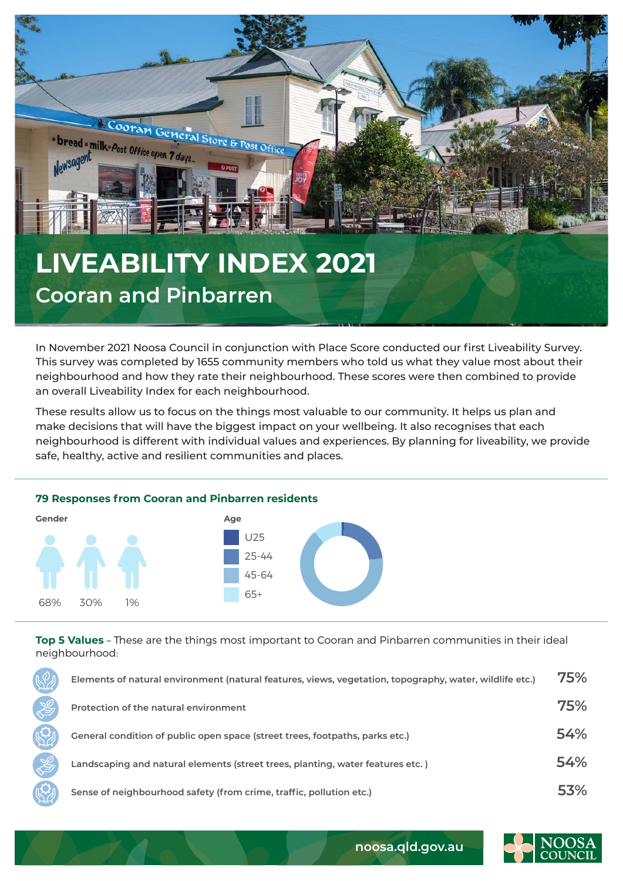# LIVEABILITY INDEX 2021

## Cooran and Pinbarren

In November 2021 Noosa Council in conjunction with Place Score conducted our first Liveability Survey. This survey was completed by 1655 community members who told us what they value most about their neighbourhood and how they rate their neighbourhood. These scores were then combined to provide an overall Liveability Index for each neighbourhood.

These results allow us to focus on the things most valuable to our community. It helps us plan and make decisions that will have the biggest impact on your wellbeing. It also recognises that each neighbourhood is different with individual values and experiences. By planning for liveability, we provide safe, healthy, active and resilient communities and places.

### 79 Responses from Cooran and Pinbarren residents

**Gender**

68% 30% 1%

**Age**

- U25
- 25-44
- 45-64
- 65+

**Top 5 Values** – These are the things most important to Cooran and Pinbarren communities in their ideal neighbourhood:

| Value | % |
|---|---|
| Elements of natural environment (natural features, views, vegetation, topography, water, wildlife etc.) | 75% |
| Protection of the natural environment | 75% |
| General condition of public open space (street trees, footpaths, parks etc.) | 54% |
| Landscaping and natural elements (street trees, planting, water features etc. ) | 54% |
| Sense of neighbourhood safety (from crime, traffic, pollution etc.) | 53% |

noosa.qld.gov.au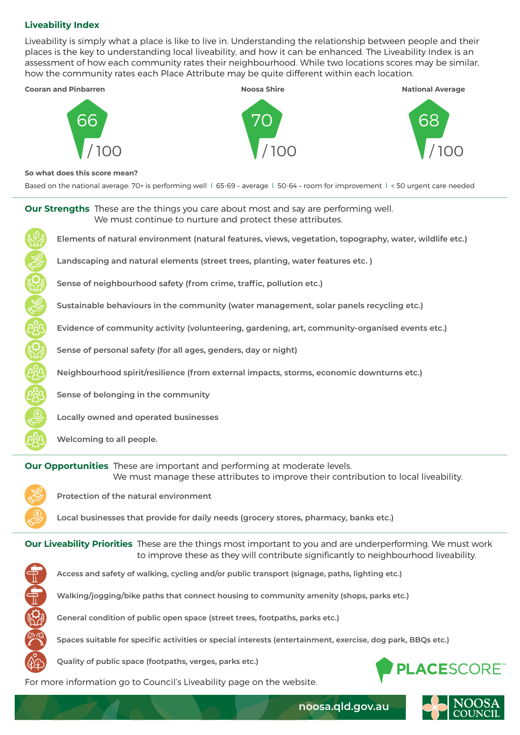## Liveability Index

Liveability is simply what a place is like to live in. Understanding the relationship between people and their places is the key to understanding local liveability, and how it can be enhanced. The Liveability Index is an assessment of how each community rates their neighbourhood. While two locations scores may be similar, how the community rates each Place Attribute may be quite different within each location.

**Cooran and Pinbarren**

66 / 100

**Noosa Shire**

70 / 100

**National Average**

68 / 100

**So what does this score mean?**

Based on the national average: 70+ is performing well | 65-69 – average | 50-64 – room for improvement | < 50 urgent care needed

**Our Strengths** These are the things you care about most and say are performing well. We must continue to nurture and protect these attributes.

- Elements of natural environment (natural features, views, vegetation, topography, water, wildlife etc.)
- Landscaping and natural elements (street trees, planting, water features etc. )
- Sense of neighbourhood safety (from crime, traffic, pollution etc.)
- Sustainable behaviours in the community (water management, solar panels recycling etc.)
- Evidence of community activity (volunteering, gardening, art, community-organised events etc.)
- Sense of personal safety (for all ages, genders, day or night)
- Neighbourhood spirit/resilience (from external impacts, storms, economic downturns etc.)
- Sense of belonging in the community
- Locally owned and operated businesses
- Welcoming to all people.

**Our Opportunities** These are important and performing at moderate levels. We must manage these attributes to improve their contribution to local liveability.

- Protection of the natural environment
- Local businesses that provide for daily needs (grocery stores, pharmacy, banks etc.)

**Our Liveability Priorities** These are the things most important to you and are underperforming. We must work to improve these as they will contribute significantly to neighbourhood liveability.

- Access and safety of walking, cycling and/or public transport (signage, paths, lighting etc.)
- Walking/jogging/bike paths that connect housing to community amenity (shops, parks etc.)
- General condition of public open space (street trees, footpaths, parks etc.)
- Spaces suitable for specific activities or special interests (entertainment, exercise, dog park, BBQs etc.)
- Quality of public space (footpaths, verges, parks etc.)

For more information go to Council's Liveability page on the website.

PLACESCORE™

noosa.qld.gov.au

NOOSA COUNCIL